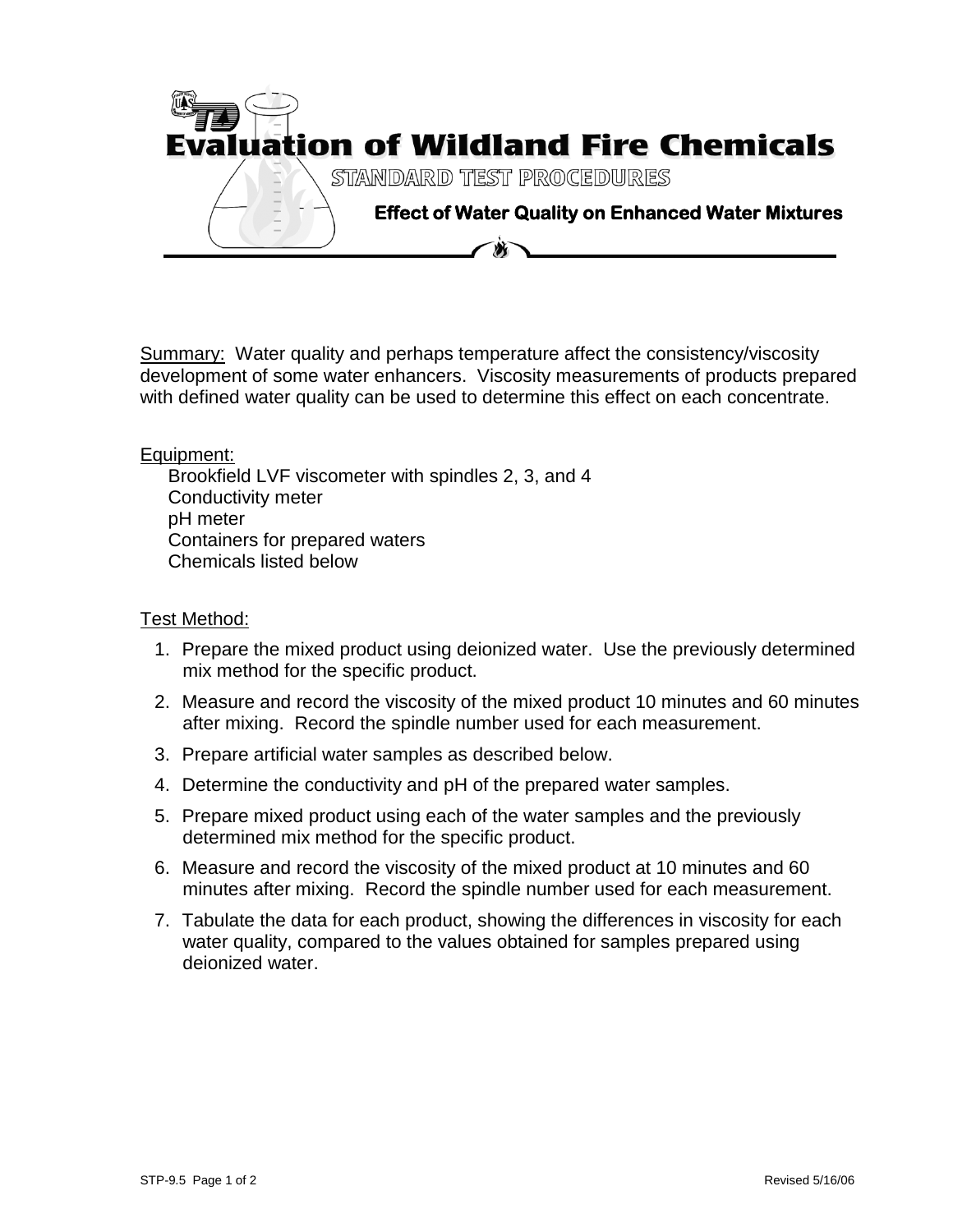# Evaluation of Wildland Fire Chemicals

## STANDARD TEST PROCEDURES

### Effect of Water Quality on Enhanced Water Mixtures

Summary: Water quality and perhaps temperature affect the consistency/viscosity development of some water enhancers. Viscosity measurements of products prepared with defined water quality can be used to determine this effect on each concentrate.

Equipment:

- Brookfield LVF viscometer with spindles 2, 3, and 4
- Conductivity meter
- pH meter
- Containers for prepared waters
- Chemicals listed below

Test Method:

1. Prepare the mixed product using deionized water. Use the previously determined mix method for the specific product.
2. Measure and record the viscosity of the mixed product 10 minutes and 60 minutes after mixing. Record the spindle number used for each measurement.
3. Prepare artificial water samples as described below.
4. Determine the conductivity and pH of the prepared water samples.
5. Prepare mixed product using each of the water samples and the previously determined mix method for the specific product.
6. Measure and record the viscosity of the mixed product at 10 minutes and 60 minutes after mixing. Record the spindle number used for each measurement.
7. Tabulate the data for each product, showing the differences in viscosity for each water quality, compared to the values obtained for samples prepared using deionized water.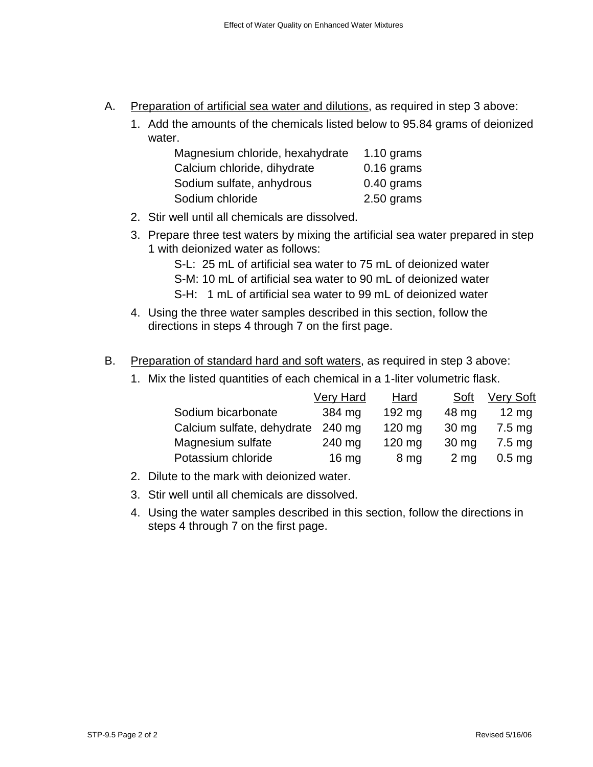A. <u>Preparation of artificial sea water and dilutions</u>, as required in step 3 above:

1. Add the amounts of the chemicals listed below to 95.84 grams of deionized water.

| | |
|---|---|
| Magnesium chloride, hexahydrate | 1.10 grams |
| Calcium chloride, dihydrate | 0.16 grams |
| Sodium sulfate, anhydrous | 0.40 grams |
| Sodium chloride | 2.50 grams |

2. Stir well until all chemicals are dissolved.
3. Prepare three test waters by mixing the artificial sea water prepared in step 1 with deionized water as follows:

   S-L: 25 mL of artificial sea water to 75 mL of deionized water
   S-M: 10 mL of artificial sea water to 90 mL of deionized water
   S-H: 1 mL of artificial sea water to 99 mL of deionized water

4. Using the three water samples described in this section, follow the directions in steps 4 through 7 on the first page.

B. <u>Preparation of standard hard and soft waters</u>, as required in step 3 above:

1. Mix the listed quantities of each chemical in a 1-liter volumetric flask.

| | Very Hard | Hard | Soft | Very Soft |
|---|---|---|---|---|
| Sodium bicarbonate | 384 mg | 192 mg | 48 mg | 12 mg |
| Calcium sulfate, dehydrate | 240 mg | 120 mg | 30 mg | 7.5 mg |
| Magnesium sulfate | 240 mg | 120 mg | 30 mg | 7.5 mg |
| Potassium chloride | 16 mg | 8 mg | 2 mg | 0.5 mg |

2. Dilute to the mark with deionized water.
3. Stir well until all chemicals are dissolved.
4. Using the water samples described in this section, follow the directions in steps 4 through 7 on the first page.